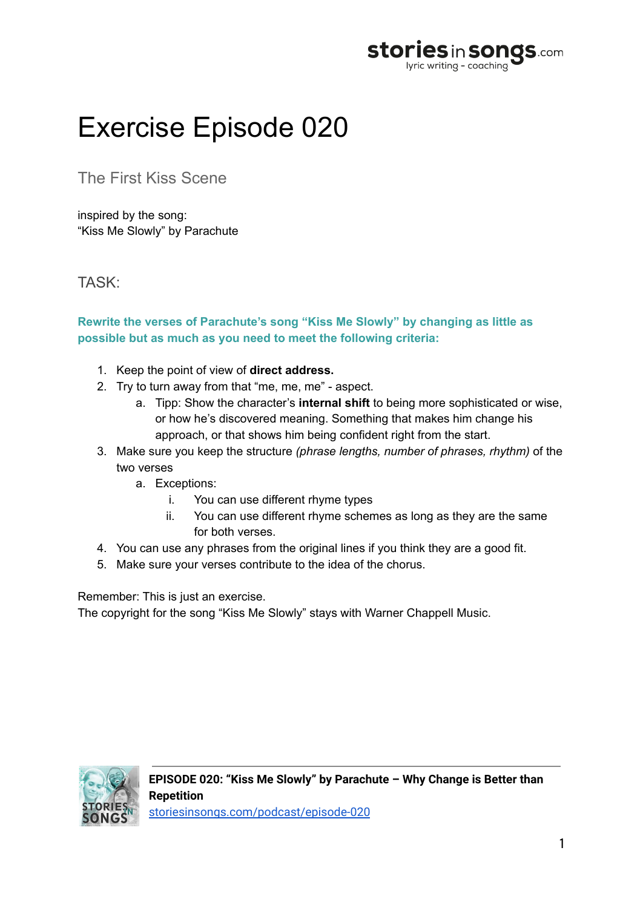# Exercise Episode 020

## The First Kiss Scene

inspired by the song:
"Kiss Me Slowly" by Parachute

## TASK:

**Rewrite the verses of Parachute's song "Kiss Me Slowly" by changing as little as possible but as much as you need to meet the following criteria:**

1. Keep the point of view of **direct address.**
2. Try to turn away from that "me, me, me" - aspect.
    a. Tipp: Show the character's **internal shift** to being more sophisticated or wise, or how he's discovered meaning. Something that makes him change his approach, or that shows him being confident right from the start.
3. Make sure you keep the structure *(phrase lengths, number of phrases, rhythm)* of the two verses
    a. Exceptions:
        i. You can use different rhyme types
        ii. You can use different rhyme schemes as long as they are the same for both verses.
4. You can use any phrases from the original lines if you think they are a good fit.
5. Make sure your verses contribute to the idea of the chorus.

Remember: This is just an exercise.
The copyright for the song "Kiss Me Slowly" stays with Warner Chappell Music.

**EPISODE 020: "Kiss Me Slowly" by Parachute – Why Change is Better than Repetition**
storiesinsongs.com/podcast/episode-020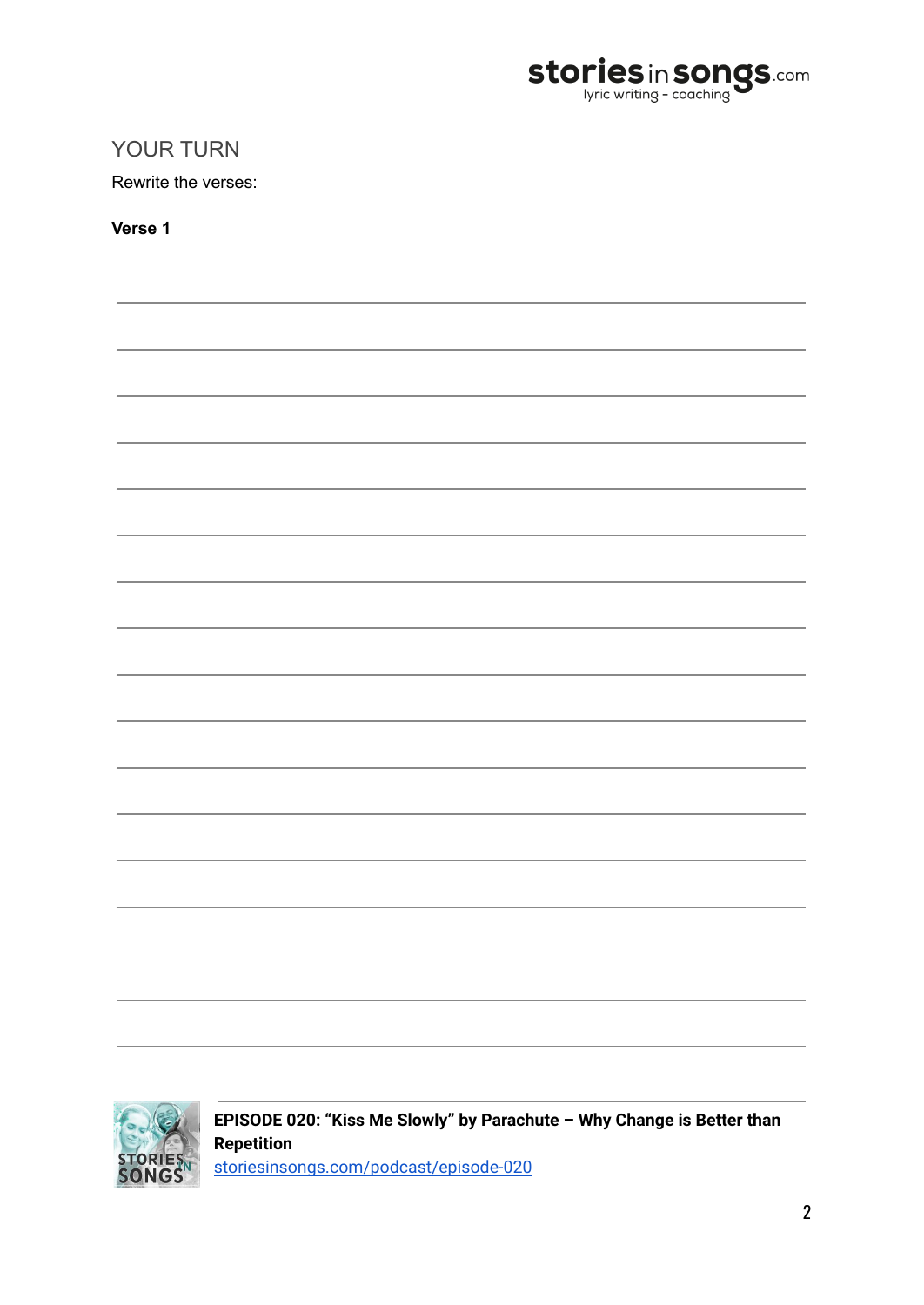## YOUR TURN

Rewrite the verses:

**Verse 1**

**EPISODE 020: "Kiss Me Slowly" by Parachute – Why Change is Better than Repetition**
storiesinsongs.com/podcast/episode-020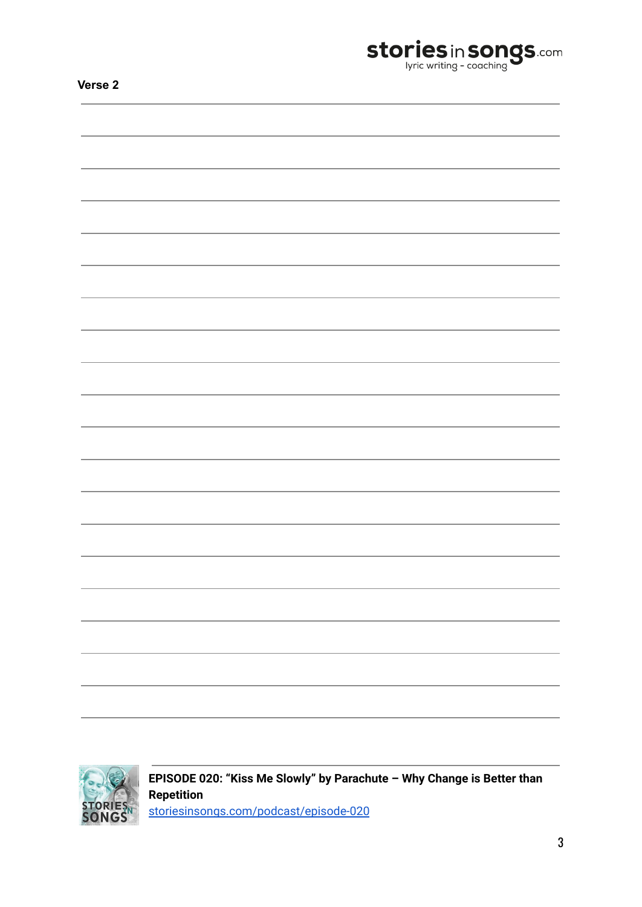**Verse 2**

**EPISODE 020: "Kiss Me Slowly" by Parachute – Why Change is Better than Repetition**
[storiesinsongs.com/podcast/episode-020](storiesinsongs.com/podcast/episode-020)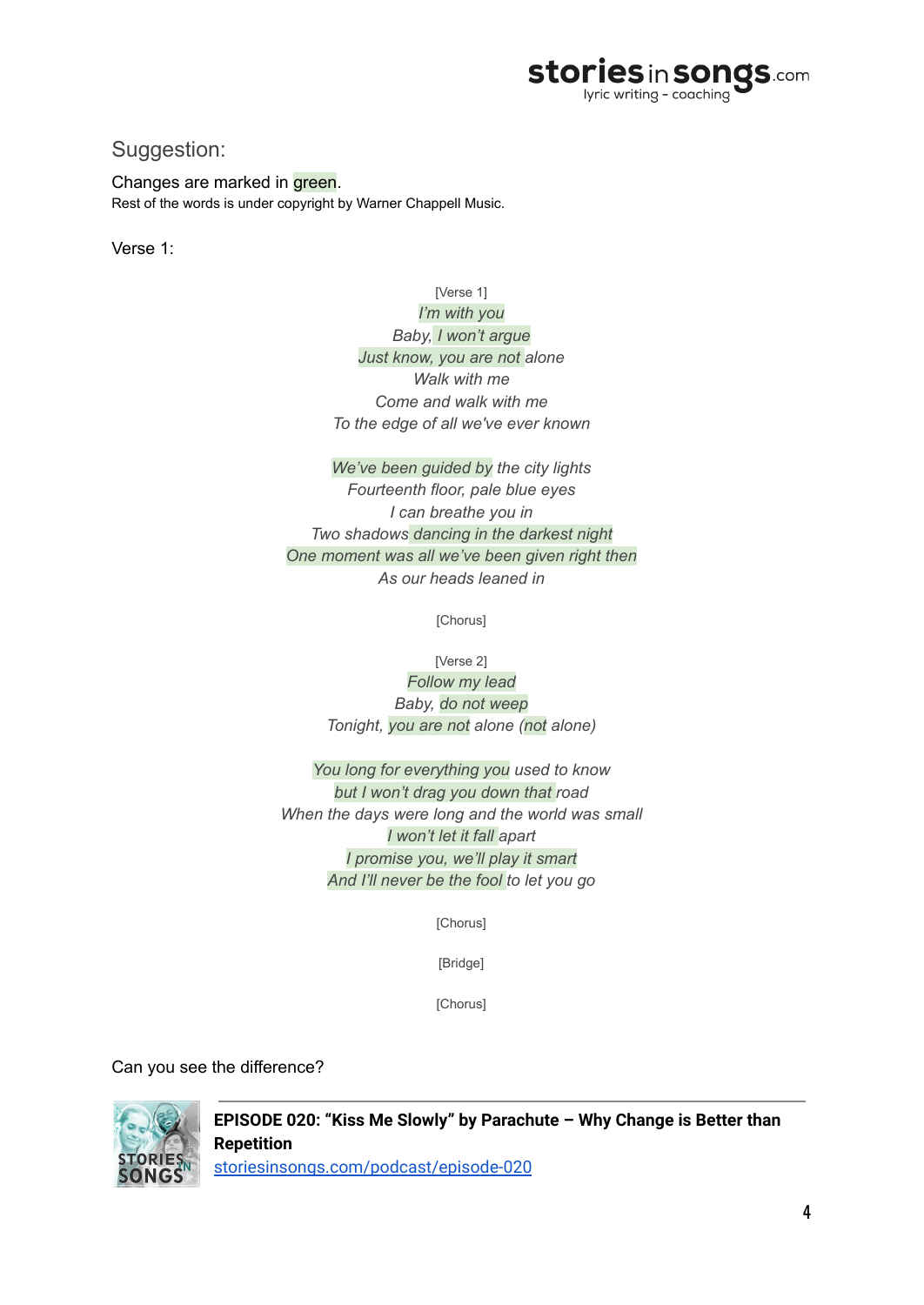## Suggestion:

Changes are marked in green.
Rest of the words is under copyright by Warner Chappell Music.

Verse 1:

[Verse 1]
*I'm with you*
*Baby, I won't argue*
*Just know, you are not alone*
*Walk with me*
*Come and walk with me*
*To the edge of all we've ever known*

*We've been guided by the city lights*
*Fourteenth floor, pale blue eyes*
*I can breathe you in*
*Two shadows dancing in the darkest night*
*One moment was all we've been given right then*
*As our heads leaned in*

[Chorus]

[Verse 2]
*Follow my lead*
*Baby, do not weep*
*Tonight, you are not alone (not alone)*

*You long for everything you used to know*
*but I won't drag you down that road*
*When the days were long and the world was small*
*I won't let it fall apart*
*I promise you, we'll play it smart*
*And I'll never be the fool to let you go*

[Chorus]

[Bridge]

[Chorus]

Can you see the difference?

**EPISODE 020: "Kiss Me Slowly" by Parachute – Why Change is Better than Repetition**
storiesinsongs.com/podcast/episode-020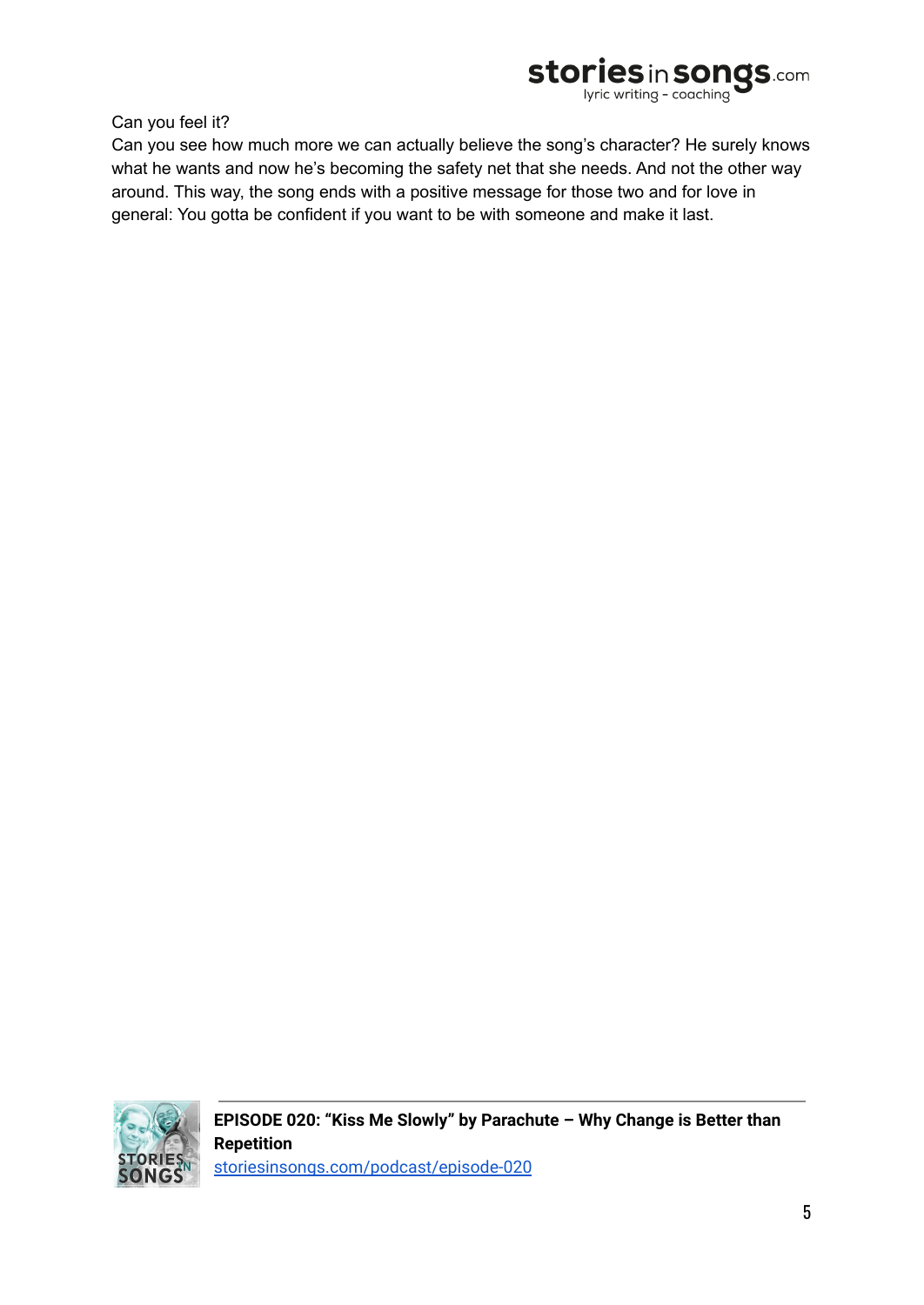Can you feel it?

Can you see how much more we can actually believe the song's character? He surely knows what he wants and now he's becoming the safety net that she needs. And not the other way around. This way, the song ends with a positive message for those two and for love in general: You gotta be confident if you want to be with someone and make it last.